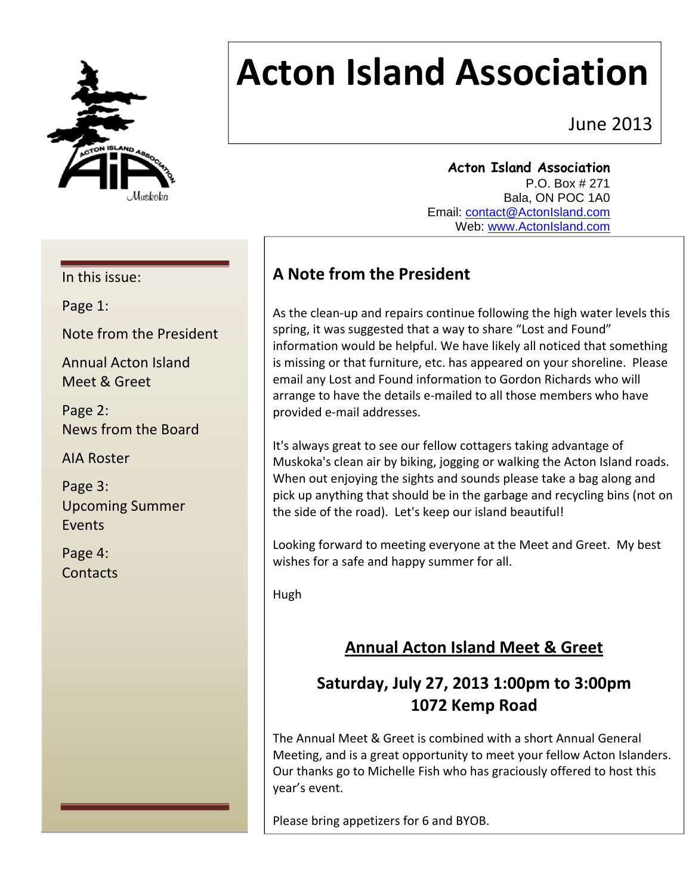# Acton Island Association

June 2013

**Acton Island Association**
P.O. Box # 271
Bala, ON POC 1A0
Email: contact@ActonIsland.com
Web: www.ActonIsland.com

In this issue:

Page 1:

Note from the President

Annual Acton Island Meet & Greet

Page 2:
News from the Board

AIA Roster

Page 3:
Upcoming Summer Events

Page 4:
Contacts

## A Note from the President

As the clean-up and repairs continue following the high water levels this spring, it was suggested that a way to share "Lost and Found" information would be helpful. We have likely all noticed that something is missing or that furniture, etc. has appeared on your shoreline. Please email any Lost and Found information to Gordon Richards who will arrange to have the details e-mailed to all those members who have provided e-mail addresses.

It's always great to see our fellow cottagers taking advantage of Muskoka's clean air by biking, jogging or walking the Acton Island roads. When out enjoying the sights and sounds please take a bag along and pick up anything that should be in the garbage and recycling bins (not on the side of the road). Let's keep our island beautiful!

Looking forward to meeting everyone at the Meet and Greet. My best wishes for a safe and happy summer for all.

Hugh

## Annual Acton Island Meet & Greet

### Saturday, July 27, 2013 1:00pm to 3:00pm
### 1072 Kemp Road

The Annual Meet & Greet is combined with a short Annual General Meeting, and is a great opportunity to meet your fellow Acton Islanders. Our thanks go to Michelle Fish who has graciously offered to host this year's event.

Please bring appetizers for 6 and BYOB.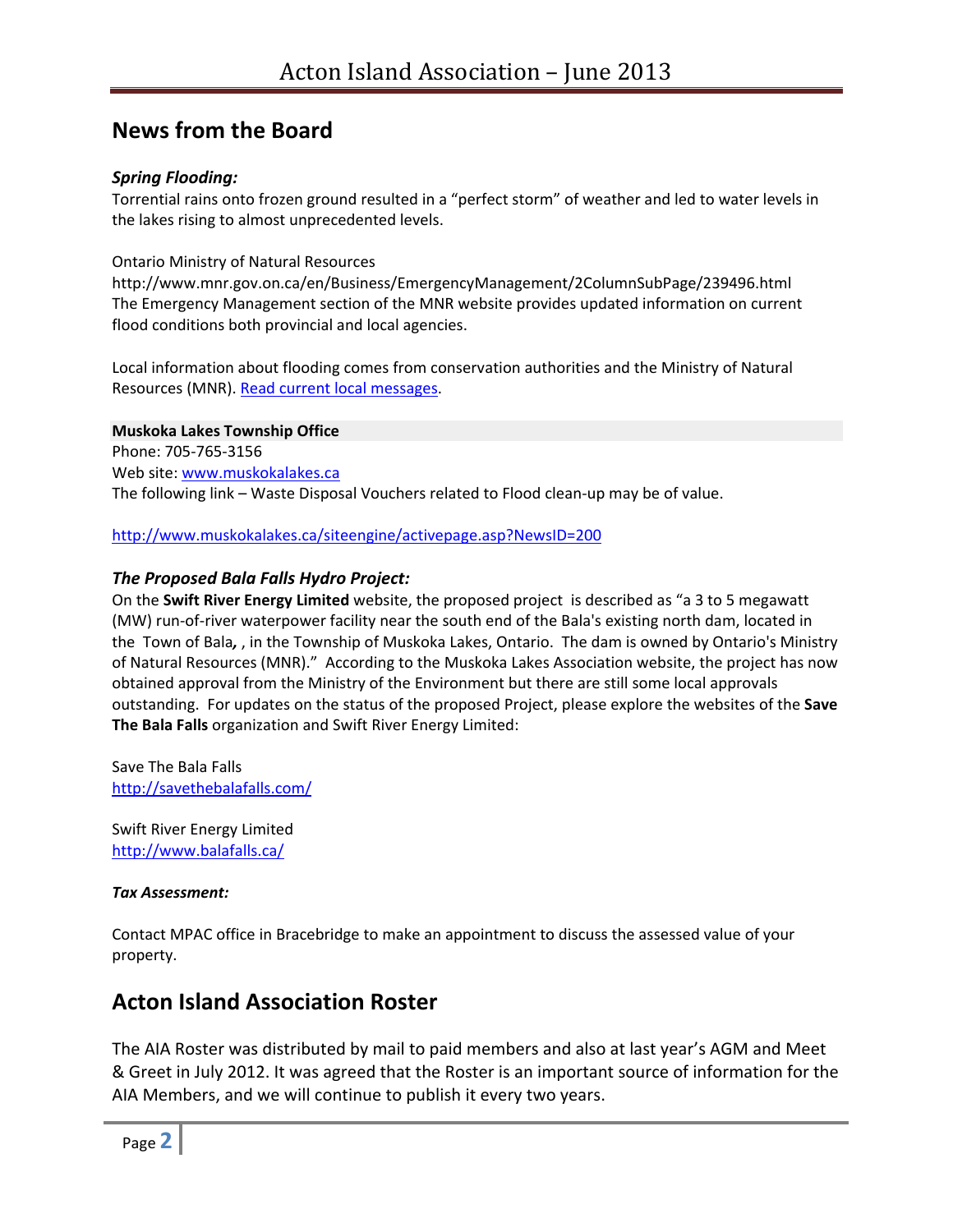## News from the Board

### *Spring Flooding:*

Torrential rains onto frozen ground resulted in a "perfect storm" of weather and led to water levels in the lakes rising to almost unprecedented levels.

Ontario Ministry of Natural Resources
http://www.mnr.gov.on.ca/en/Business/EmergencyManagement/2ColumnSubPage/239496.html
The Emergency Management section of the MNR website provides updated information on current flood conditions both provincial and local agencies.

Local information about flooding comes from conservation authorities and the Ministry of Natural Resources (MNR). Read current local messages.

**Muskoka Lakes Township Office**
Phone: 705-765-3156
Web site: www.muskokalakes.ca
The following link – Waste Disposal Vouchers related to Flood clean-up may be of value.

http://www.muskokalakes.ca/siteengine/activepage.asp?NewsID=200

### *The Proposed Bala Falls Hydro Project:*

On the **Swift River Energy Limited** website, the proposed project is described as "a 3 to 5 megawatt (MW) run-of-river waterpower facility near the south end of the Bala's existing north dam, located in the Town of Bala*,* , in the Township of Muskoka Lakes, Ontario. The dam is owned by Ontario's Ministry of Natural Resources (MNR)." According to the Muskoka Lakes Association website, the project has now obtained approval from the Ministry of the Environment but there are still some local approvals outstanding. For updates on the status of the proposed Project, please explore the websites of the **Save The Bala Falls** organization and Swift River Energy Limited:

Save The Bala Falls
http://savethebalafalls.com/

Swift River Energy Limited
http://www.balafalls.ca/

***Tax Assessment:***

Contact MPAC office in Bracebridge to make an appointment to discuss the assessed value of your property.

## Acton Island Association Roster

The AIA Roster was distributed by mail to paid members and also at last year's AGM and Meet & Greet in July 2012. It was agreed that the Roster is an important source of information for the AIA Members, and we will continue to publish it every two years.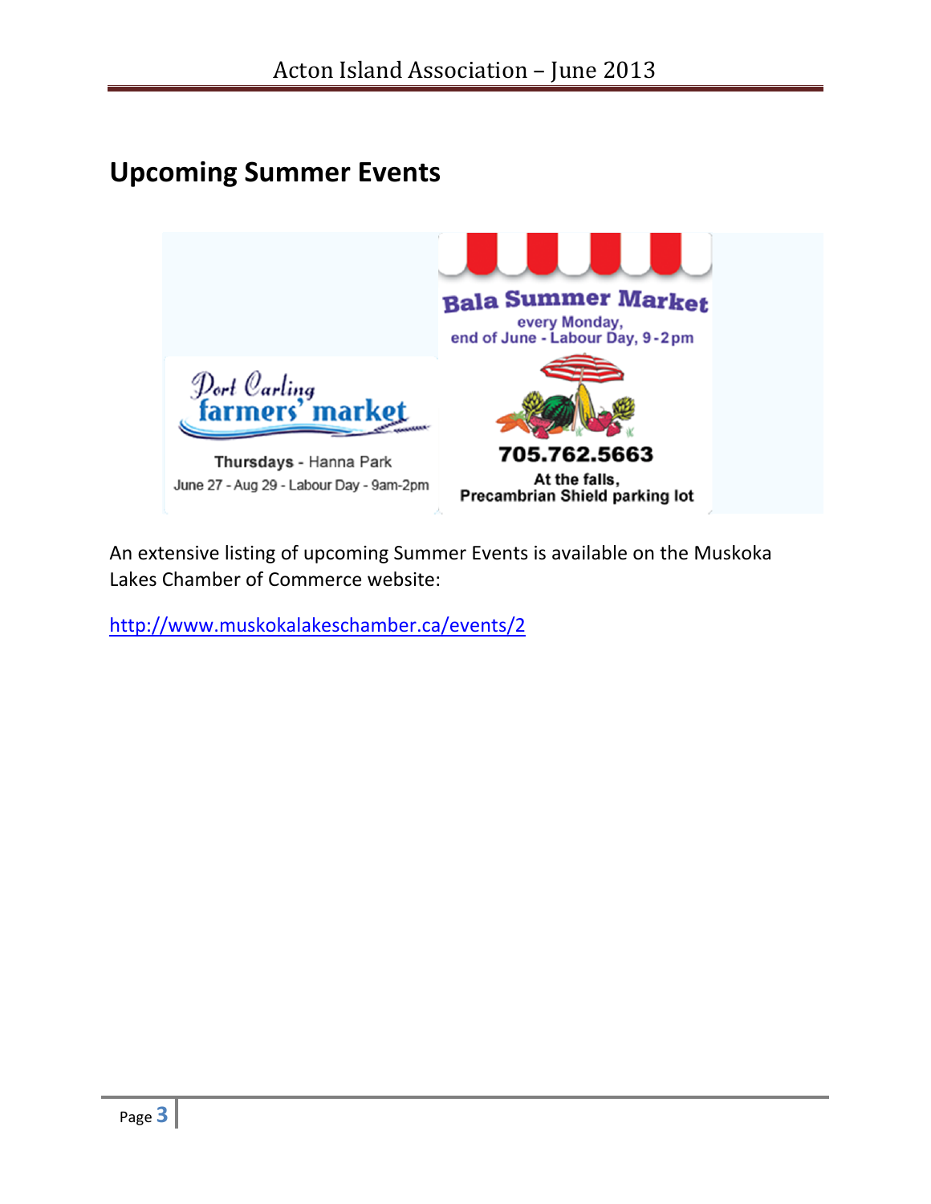## Upcoming Summer Events

Port Carling farmers' market

Thursdays - Hanna Park

June 27 - Aug 29 - Labour Day - 9am-2pm

Bala Summer Market

every Monday,
end of June - Labour Day, 9-2pm

705.762.5663

At the falls,
Precambrian Shield parking lot

An extensive listing of upcoming Summer Events is available on the Muskoka Lakes Chamber of Commerce website:

http://www.muskokalakeschamber.ca/events/2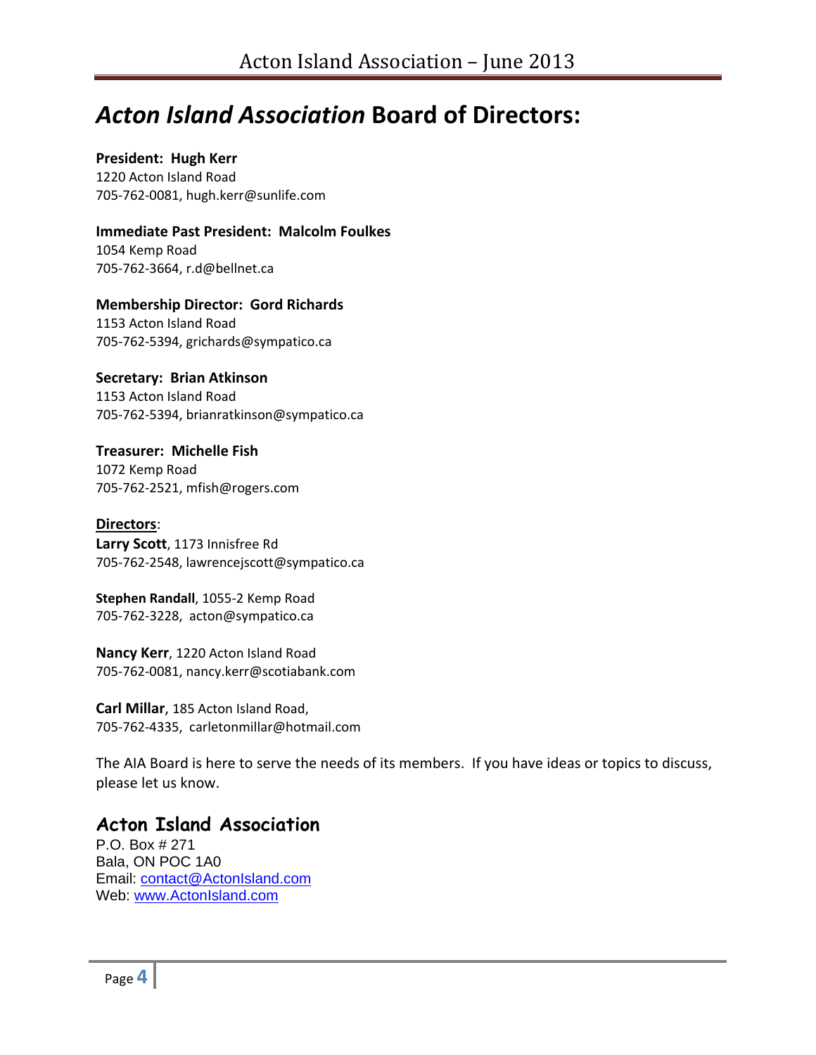# *Acton Island Association* Board of Directors:

**President: Hugh Kerr**
1220 Acton Island Road
705-762-0081, hugh.kerr@sunlife.com

**Immediate Past President: Malcolm Foulkes**
1054 Kemp Road
705-762-3664, r.d@bellnet.ca

**Membership Director: Gord Richards**
1153 Acton Island Road
705-762-5394, grichards@sympatico.ca

**Secretary: Brian Atkinson**
1153 Acton Island Road
705-762-5394, brianratkinson@sympatico.ca

**Treasurer: Michelle Fish**
1072 Kemp Road
705-762-2521, mfish@rogers.com

**Directors**:

**Larry Scott**, 1173 Innisfree Rd
705-762-2548, lawrencejscott@sympatico.ca

**Stephen Randall**, 1055-2 Kemp Road
705-762-3228, acton@sympatico.ca

**Nancy Kerr**, 1220 Acton Island Road
705-762-0081, nancy.kerr@scotiabank.com

**Carl Millar**, 185 Acton Island Road,
705-762-4335, carletonmillar@hotmail.com

The AIA Board is here to serve the needs of its members. If you have ideas or topics to discuss, please let us know.

## Acton Island Association

P.O. Box # 271
Bala, ON POC 1A0
Email: contact@ActonIsland.com
Web: www.ActonIsland.com